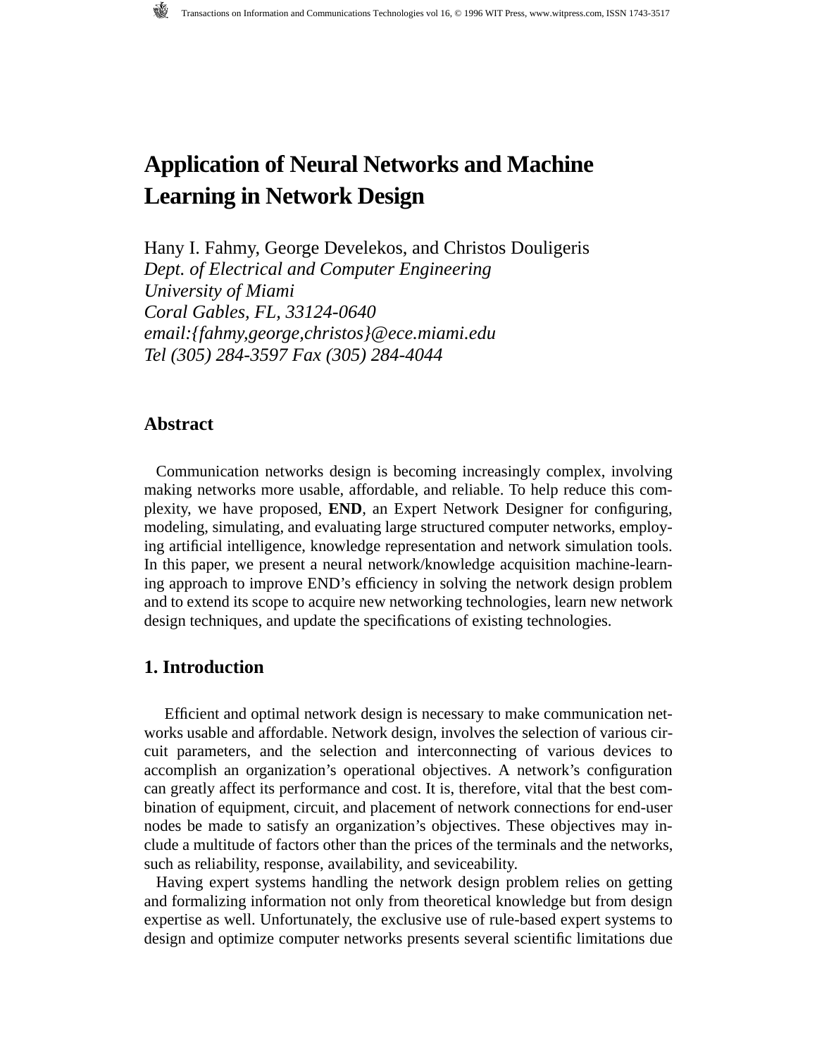# Application of Neural Networks and Machine Learning in Network Design

Hany I. Fahmy, George Develekos, and Christos Douligeris
*Dept. of Electrical and Computer Engineering*
*University of Miami*
*Coral Gables, FL, 33124-0640*
*email:{fahmy,george,christos}@ece.miami.edu*
*Tel (305) 284-3597 Fax (305) 284-4044*

## Abstract

Communication networks design is becoming increasingly complex, involving making networks more usable, affordable, and reliable. To help reduce this complexity, we have proposed, **END**, an Expert Network Designer for configuring, modeling, simulating, and evaluating large structured computer networks, employing artificial intelligence, knowledge representation and network simulation tools. In this paper, we present a neural network/knowledge acquisition machine-learning approach to improve END's efficiency in solving the network design problem and to extend its scope to acquire new networking technologies, learn new network design techniques, and update the specifications of existing technologies.

## 1. Introduction

Efficient and optimal network design is necessary to make communication networks usable and affordable. Network design, involves the selection of various circuit parameters, and the selection and interconnecting of various devices to accomplish an organization's operational objectives. A network's configuration can greatly affect its performance and cost. It is, therefore, vital that the best combination of equipment, circuit, and placement of network connections for end-user nodes be made to satisfy an organization's objectives. These objectives may include a multitude of factors other than the prices of the terminals and the networks, such as reliability, response, availability, and seviceability.

Having expert systems handling the network design problem relies on getting and formalizing information not only from theoretical knowledge but from design expertise as well. Unfortunately, the exclusive use of rule-based expert systems to design and optimize computer networks presents several scientific limitations due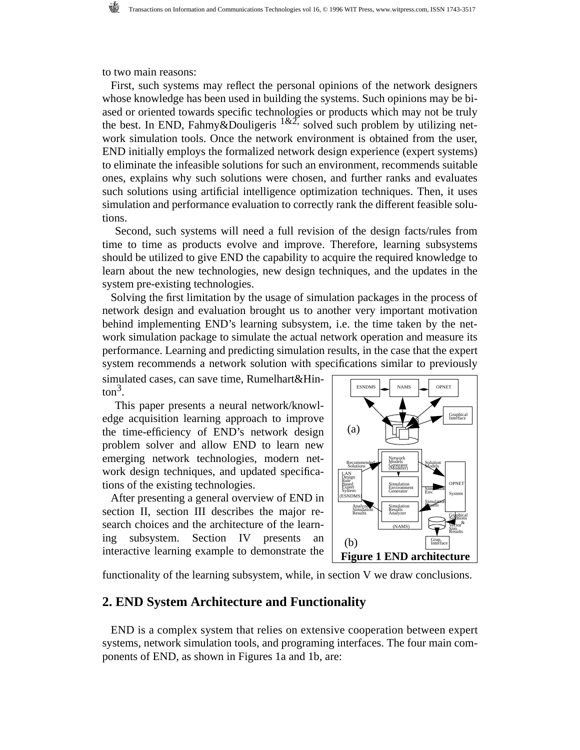to two main reasons:

First, such systems may reflect the personal opinions of the network designers whose knowledge has been used in building the systems. Such opinions may be biased or oriented towards specific technologies or products which may not be truly the best. In END, Fahmy&Douligeris [1&2], solved such problem by utilizing network simulation tools. Once the network environment is obtained from the user, END initially employs the formalized network design experience (expert systems) to eliminate the infeasible solutions for such an environment, recommends suitable ones, explains why such solutions were chosen, and further ranks and evaluates such solutions using artificial intelligence optimization techniques. Then, it uses simulation and performance evaluation to correctly rank the different feasible solutions.

Second, such systems will need a full revision of the design facts/rules from time to time as products evolve and improve. Therefore, learning subsystems should be utilized to give END the capability to acquire the required knowledge to learn about the new technologies, new design techniques, and the updates in the system pre-existing technologies.

Solving the first limitation by the usage of simulation packages in the process of network design and evaluation brought us to another very important motivation behind implementing END's learning subsystem, i.e. the time taken by the network simulation package to simulate the actual network operation and measure its performance. Learning and predicting simulation results, in the case that the expert system recommends a network solution with specifications similar to previously simulated cases, can save time, Rumelhart&Hinton[3].

This paper presents a neural network/knowledge acquisition learning approach to improve the time-efficiency of END's network design problem solver and allow END to learn new emerging network technologies, modern network design techniques, and updated specifications of the existing technologies.

After presenting a general overview of END in section II, section III describes the major research choices and the architecture of the learning subsystem. Section IV presents an interactive learning example to demonstrate the functionality of the learning subsystem, while, in section V we draw conclusions.

**Figure 1 END architecture**

## 2. END System Architecture and Functionality

END is a complex system that relies on extensive cooperation between expert systems, network simulation tools, and programing interfaces. The four main components of END, as shown in Figures 1a and 1b, are: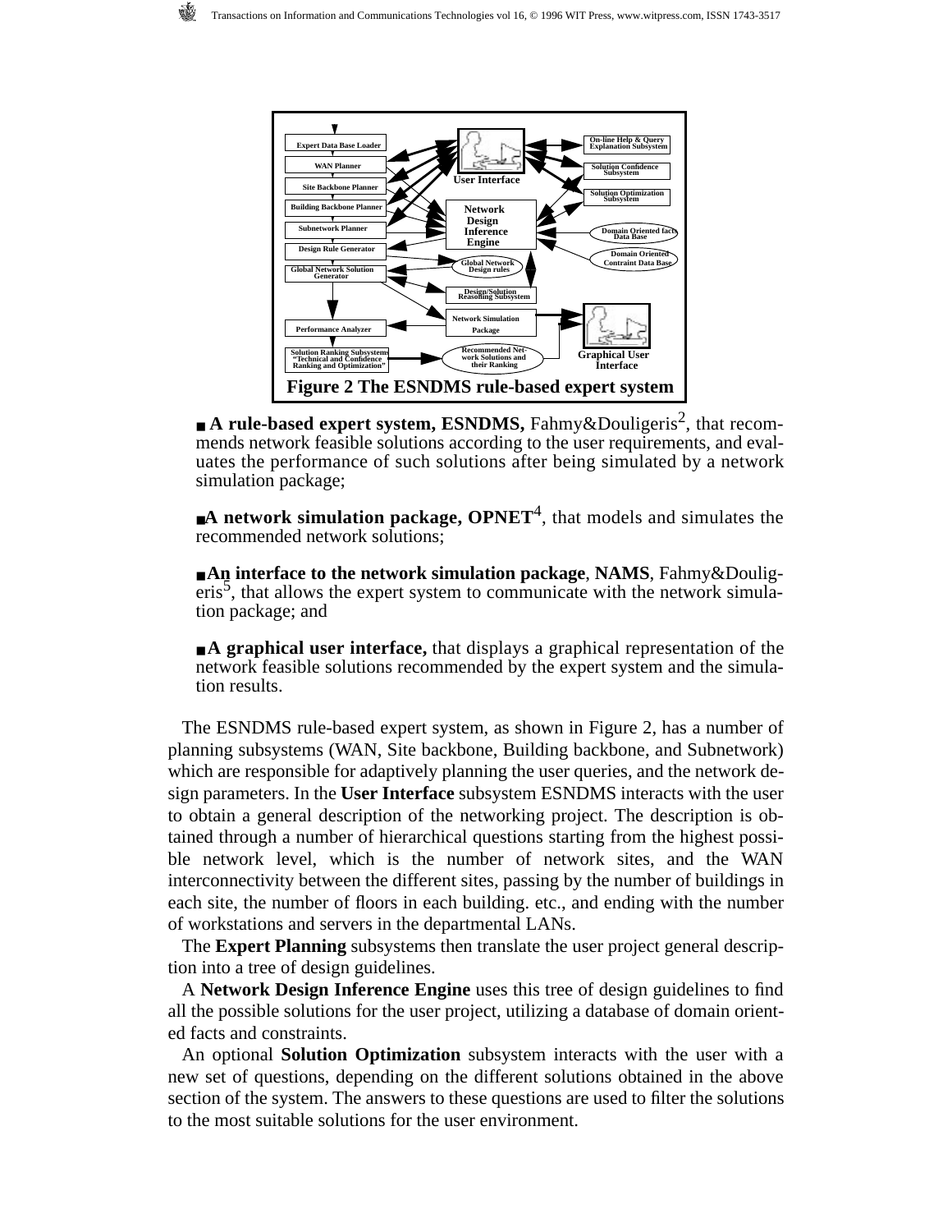Figure 2 The ESNDMS rule-based expert system

- **A rule-based expert system, ESNDMS,** Fahmy&Douligeris[2], that recommends network feasible solutions according to the user requirements, and evaluates the performance of such solutions after being simulated by a network simulation package;

- **A network simulation package, OPNET**[4], that models and simulates the recommended network solutions;

- **An interface to the network simulation package**, **NAMS**, Fahmy&Douligeris[5], that allows the expert system to communicate with the network simulation package; and

- **A graphical user interface,** that displays a graphical representation of the network feasible solutions recommended by the expert system and the simulation results.

The ESNDMS rule-based expert system, as shown in Figure 2, has a number of planning subsystems (WAN, Site backbone, Building backbone, and Subnetwork) which are responsible for adaptively planning the user queries, and the network design parameters. In the **User Interface** subsystem ESNDMS interacts with the user to obtain a general description of the networking project. The description is obtained through a number of hierarchical questions starting from the highest possible network level, which is the number of network sites, and the WAN interconnectivity between the different sites, passing by the number of buildings in each site, the number of floors in each building. etc., and ending with the number of workstations and servers in the departmental LANs.

The **Expert Planning** subsystems then translate the user project general description into a tree of design guidelines.

A **Network Design Inference Engine** uses this tree of design guidelines to find all the possible solutions for the user project, utilizing a database of domain oriented facts and constraints.

An optional **Solution Optimization** subsystem interacts with the user with a new set of questions, depending on the different solutions obtained in the above section of the system. The answers to these questions are used to filter the solutions to the most suitable solutions for the user environment.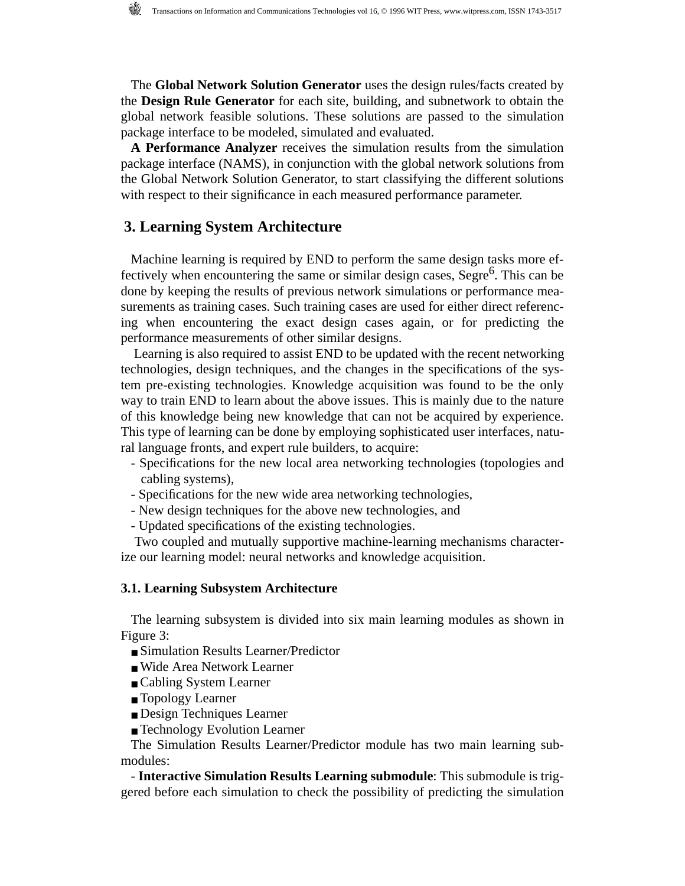The **Global Network Solution Generator** uses the design rules/facts created by the **Design Rule Generator** for each site, building, and subnetwork to obtain the global network feasible solutions. These solutions are passed to the simulation package interface to be modeled, simulated and evaluated.

**A Performance Analyzer** receives the simulation results from the simulation package interface (NAMS), in conjunction with the global network solutions from the Global Network Solution Generator, to start classifying the different solutions with respect to their significance in each measured performance parameter.

## 3. Learning System Architecture

Machine learning is required by END to perform the same design tasks more effectively when encountering the same or similar design cases, Segre[6]. This can be done by keeping the results of previous network simulations or performance measurements as training cases. Such training cases are used for either direct referencing when encountering the exact design cases again, or for predicting the performance measurements of other similar designs.

Learning is also required to assist END to be updated with the recent networking technologies, design techniques, and the changes in the specifications of the system pre-existing technologies. Knowledge acquisition was found to be the only way to train END to learn about the above issues. This is mainly due to the nature of this knowledge being new knowledge that can not be acquired by experience. This type of learning can be done by employing sophisticated user interfaces, natural language fronts, and expert rule builders, to acquire:

- Specifications for the new local area networking technologies (topologies and cabling systems),
- Specifications for the new wide area networking technologies,
- New design techniques for the above new technologies, and
- Updated specifications of the existing technologies.

Two coupled and mutually supportive machine-learning mechanisms characterize our learning model: neural networks and knowledge acquisition.

### 3.1. Learning Subsystem Architecture

The learning subsystem is divided into six main learning modules as shown in Figure 3:

- Simulation Results Learner/Predictor
- Wide Area Network Learner
- Cabling System Learner
- Topology Learner
- Design Techniques Learner
- Technology Evolution Learner

The Simulation Results Learner/Predictor module has two main learning submodules:

- **Interactive Simulation Results Learning submodule**: This submodule is triggered before each simulation to check the possibility of predicting the simulation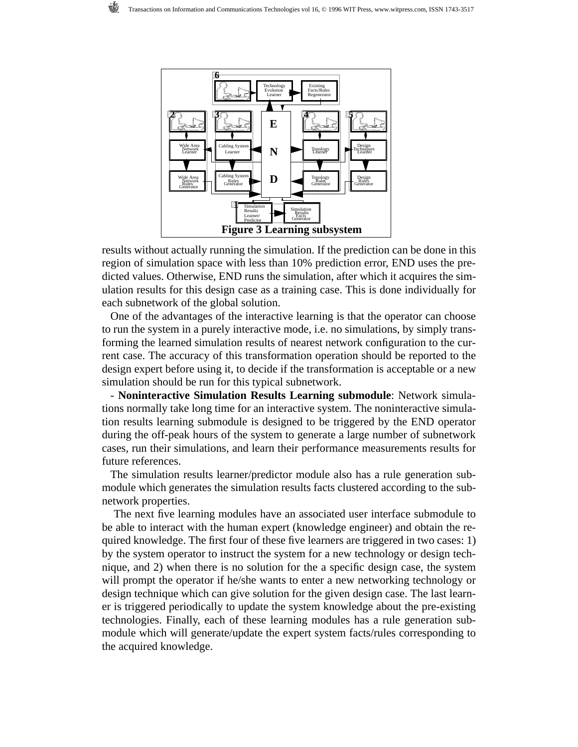Figure 3 Learning subsystem

results without actually running the simulation. If the prediction can be done in this region of simulation space with less than 10% prediction error, END uses the predicted values. Otherwise, END runs the simulation, after which it acquires the simulation results for this design case as a training case. This is done individually for each subnetwork of the global solution.

One of the advantages of the interactive learning is that the operator can choose to run the system in a purely interactive mode, i.e. no simulations, by simply transforming the learned simulation results of nearest network configuration to the current case. The accuracy of this transformation operation should be reported to the design expert before using it, to decide if the transformation is acceptable or a new simulation should be run for this typical subnetwork.

- **Noninteractive Simulation Results Learning submodule**: Network simulations normally take long time for an interactive system. The noninteractive simulation results learning submodule is designed to be triggered by the END operator during the off-peak hours of the system to generate a large number of subnetwork cases, run their simulations, and learn their performance measurements results for future references.

The simulation results learner/predictor module also has a rule generation submodule which generates the simulation results facts clustered according to the subnetwork properties.

The next five learning modules have an associated user interface submodule to be able to interact with the human expert (knowledge engineer) and obtain the required knowledge. The first four of these five learners are triggered in two cases: 1) by the system operator to instruct the system for a new technology or design technique, and 2) when there is no solution for the a specific design case, the system will prompt the operator if he/she wants to enter a new networking technology or design technique which can give solution for the given design case. The last learner is triggered periodically to update the system knowledge about the pre-existing technologies. Finally, each of these learning modules has a rule generation submodule which will generate/update the expert system facts/rules corresponding to the acquired knowledge.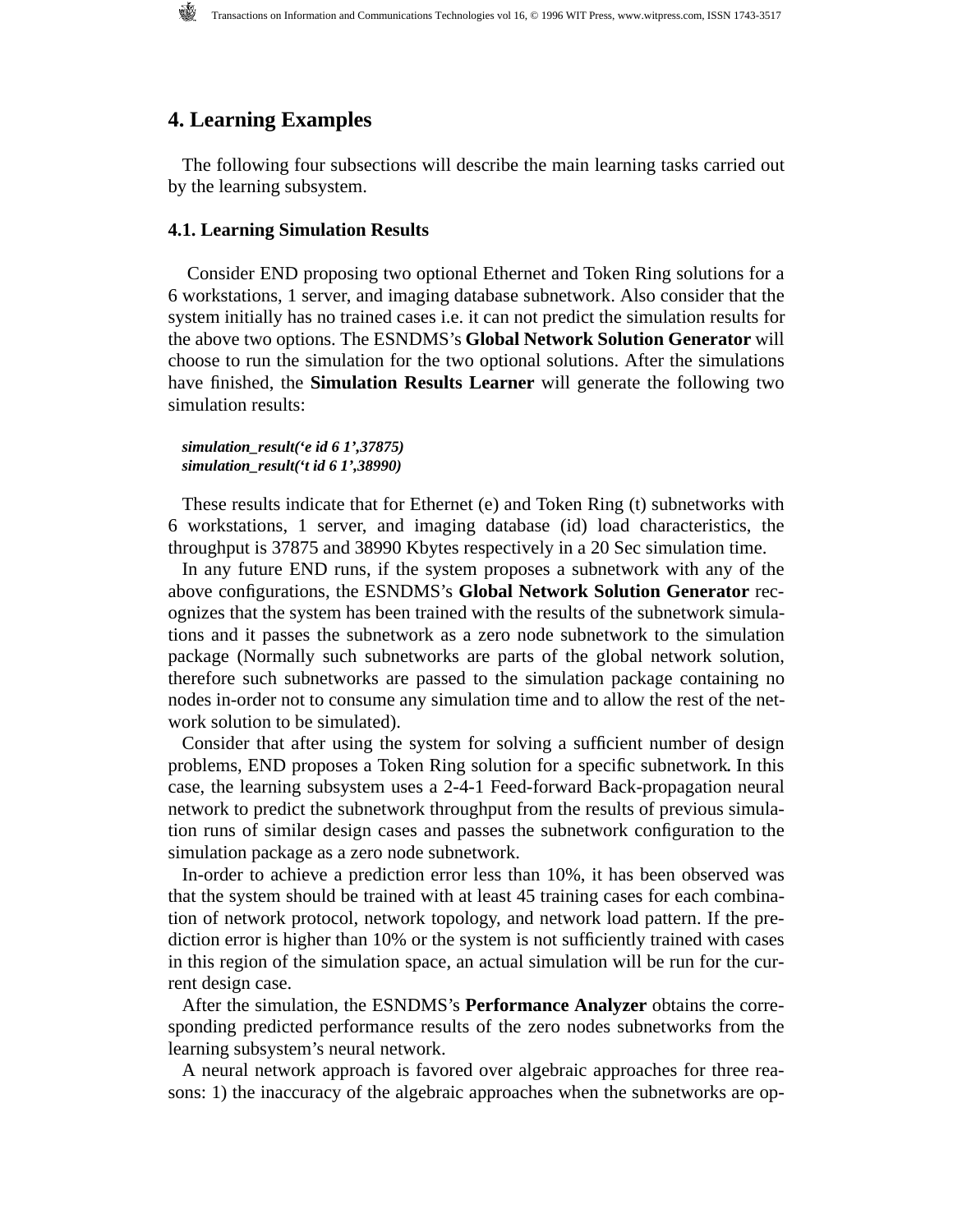## 4. Learning Examples

The following four subsections will describe the main learning tasks carried out by the learning subsystem.

### 4.1. Learning Simulation Results

Consider END proposing two optional Ethernet and Token Ring solutions for a 6 workstations, 1 server, and imaging database subnetwork. Also consider that the system initially has no trained cases i.e. it can not predict the simulation results for the above two options. The ESNDMS's **Global Network Solution Generator** will choose to run the simulation for the two optional solutions. After the simulations have finished, the **Simulation Results Learner** will generate the following two simulation results:

***simulation_result('e id 6 1',37875)***
***simulation_result('t id 6 1',38990)***

These results indicate that for Ethernet (e) and Token Ring (t) subnetworks with 6 workstations, 1 server, and imaging database (id) load characteristics, the throughput is 37875 and 38990 Kbytes respectively in a 20 Sec simulation time.

In any future END runs, if the system proposes a subnetwork with any of the above configurations, the ESNDMS's **Global Network Solution Generator** recognizes that the system has been trained with the results of the subnetwork simulations and it passes the subnetwork as a zero node subnetwork to the simulation package (Normally such subnetworks are parts of the global network solution, therefore such subnetworks are passed to the simulation package containing no nodes in-order not to consume any simulation time and to allow the rest of the network solution to be simulated).

Consider that after using the system for solving a sufficient number of design problems, END proposes a Token Ring solution for a specific subnetwork. In this case, the learning subsystem uses a 2-4-1 Feed-forward Back-propagation neural network to predict the subnetwork throughput from the results of previous simulation runs of similar design cases and passes the subnetwork configuration to the simulation package as a zero node subnetwork.

In-order to achieve a prediction error less than 10%, it has been observed was that the system should be trained with at least 45 training cases for each combination of network protocol, network topology, and network load pattern. If the prediction error is higher than 10% or the system is not sufficiently trained with cases in this region of the simulation space, an actual simulation will be run for the current design case.

After the simulation, the ESNDMS's **Performance Analyzer** obtains the corresponding predicted performance results of the zero nodes subnetworks from the learning subsystem's neural network.

A neural network approach is favored over algebraic approaches for three reasons: 1) the inaccuracy of the algebraic approaches when the subnetworks are op-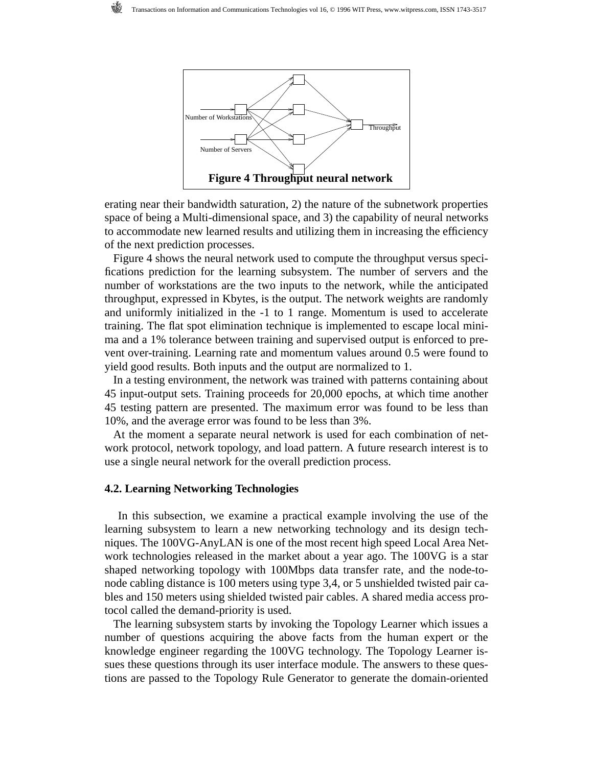**Figure 4 Throughput neural network**

erating near their bandwidth saturation, 2) the nature of the subnetwork properties space of being a Multi-dimensional space, and 3) the capability of neural networks to accommodate new learned results and utilizing them in increasing the efficiency of the next prediction processes.

Figure 4 shows the neural network used to compute the throughput versus specifications prediction for the learning subsystem. The number of servers and the number of workstations are the two inputs to the network, while the anticipated throughput, expressed in Kbytes, is the output. The network weights are randomly and uniformly initialized in the -1 to 1 range. Momentum is used to accelerate training. The flat spot elimination technique is implemented to escape local minima and a 1% tolerance between training and supervised output is enforced to prevent over-training. Learning rate and momentum values around 0.5 were found to yield good results. Both inputs and the output are normalized to 1.

In a testing environment, the network was trained with patterns containing about 45 input-output sets. Training proceeds for 20,000 epochs, at which time another 45 testing pattern are presented. The maximum error was found to be less than 10%, and the average error was found to be less than 3%.

At the moment a separate neural network is used for each combination of network protocol, network topology, and load pattern. A future research interest is to use a single neural network for the overall prediction process.

### 4.2. Learning Networking Technologies

In this subsection, we examine a practical example involving the use of the learning subsystem to learn a new networking technology and its design techniques. The 100VG-AnyLAN is one of the most recent high speed Local Area Network technologies released in the market about a year ago. The 100VG is a star shaped networking topology with 100Mbps data transfer rate, and the node-to-node cabling distance is 100 meters using type 3,4, or 5 unshielded twisted pair cables and 150 meters using shielded twisted pair cables. A shared media access protocol called the demand-priority is used.

The learning subsystem starts by invoking the Topology Learner which issues a number of questions acquiring the above facts from the human expert or the knowledge engineer regarding the 100VG technology. The Topology Learner issues these questions through its user interface module. The answers to these questions are passed to the Topology Rule Generator to generate the domain-oriented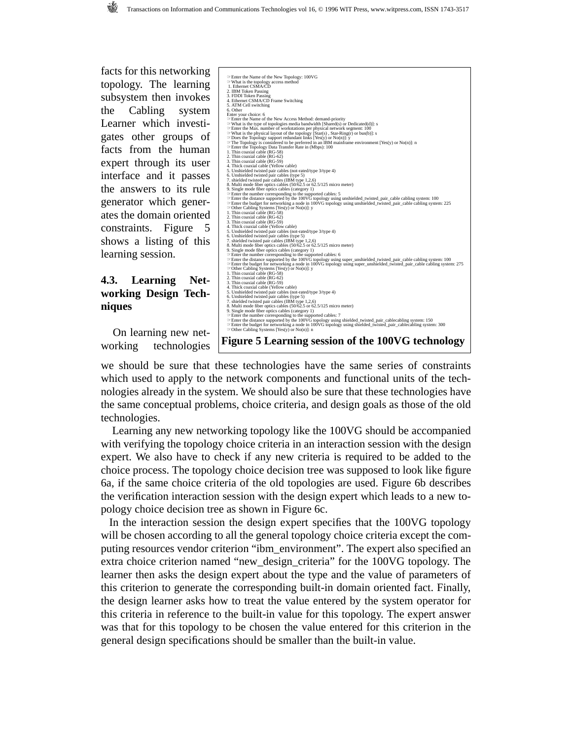facts for this networking topology. The learning subsystem then invokes the Cabling system Learner which investigates other groups of facts from the human expert through its user interface and it passes the answers to its rule generator which generates the domain oriented constraints. Figure 5 shows a listing of this learning session.

```
☞Enter the Name of the New Topology: 100VG
☞What is the topology access method
 1. Ethernet CSMA/CD
2. IBM Token Passing
3. FDDI Token Passing
4. Ethernet CSMA/CD Frame Switching
5. ATM Cell switching
6. Other
Enter your choice: 6
☞Enter the Name of the New Access Method: demand-priority
☞What is the type of topologies media bandwidth [Shared(s) or Dedicated(d)]: s
☞Enter the Max. number of workstations per physical network segment: 100
☞What is the physical layout of the topology [Star(s) , Star-Ring(r) or bus(b)]: s
☞Does the Topology support redundant links [Yes(y) or No(n)]: y
☞The Topology is considered to be preferred in an IBM mainframe environment [Yes(y) or No(n)]: n
☞Enter the Topology Data Transfer Rate in (Mbps): 100
1. Thin coaxial cable (RG-58)
2. Thin coaxial cable (RG-62)
3. Thin coaxial cable (RG-59)
4. Thick coaxial cable (Yellow cable)
5. Unshielded twisted pair cables (not-rated/type 3/type 4)
6. Unshielded twisted pair cables (type 5)
7. shielded twisted pair cables (IBM type 1,2,6)
8. Multi mode fiber optics cables (50/62.5 or 62.5/125 micro meter)
9. Single mode fiber optics cables (category 1)
☞Enter the number corresponding to the supported cables: 5
☞Enter the distance supported by the 100VG topology using unshielded_twisted_pair_cable cabling system: 100
☞Enter the budget for networking a node in 100VG topology using unshielded_twisted_pair_cable cabling system: 225
☞Other Cabling Systems [Yes(y) or No(n)]: y
1. Thin coaxial cable (RG-58)
2. Thin coaxial cable (RG-62)
3. Thin coaxial cable (RG-59)
4. Thick coaxial cable (Yellow cable)
5. Unshielded twisted pair cables (not-rated/type 3/type 4)
6. Unshielded twisted pair cables (type 5)
7. shielded twisted pair cables (IBM type 1,2,6)
8. Multi mode fiber optics cables (50/62.5 or 62.5/125 micro meter)
9. Single mode fiber optics cables (category 1)
☞Enter the number corresponding to the supported cables: 6
☞Enter the distance supported by the 100VG topology using super_unshielded_twisted_pair_cable cabling system: 100
☞Enter the budget for networking a node in 100VG topology using super_unshielded_twisted_pair_cable cabling system: 275
☞Other Cabling Systems [Yes(y) or No(n)]: y
1. Thin coaxial cable (RG-58)
2. Thin coaxial cable (RG-62)
3. Thin coaxial cable (RG-59)
4. Thick coaxial cable (Yellow cable)
5. Unshielded twisted pair cables (not-rated/type 3/type 4)
6. Unshielded twisted pair cables (type 5)
7. shielded twisted pair cables (IBM type 1,2,6)
8. Multi mode fiber optics cables (50/62.5 or 62.5/125 micro meter)
9. Single mode fiber optics cables (category 1)
☞Enter the number corresponding to the supported cables: 7
☞Enter the distance supported by the 100VG topology using shielded_twisted_pair_cablecabling system: 150
☞Enter the budget for networking a node in 100VG topology using shielded_twisted_pair_cablecabling system: 300
☞Other Cabling Systems [Yes(y) or No(n)]: n
```

**Figure 5 Learning session of the 100VG technology**

### 4.3. Learning Networking Design Techniques

On learning new networking technologies we should be sure that these technologies have the same series of constraints which used to apply to the network components and functional units of the technologies already in the system. We should also be sure that these technologies have the same conceptual problems, choice criteria, and design goals as those of the old technologies.

Learning any new networking topology like the 100VG should be accompanied with verifying the topology choice criteria in an interaction session with the design expert. We also have to check if any new criteria is required to be added to the choice process. The topology choice decision tree was supposed to look like figure 6a, if the same choice criteria of the old topologies are used. Figure 6b describes the verification interaction session with the design expert which leads to a new topology choice decision tree as shown in Figure 6c.

In the interaction session the design expert specifies that the 100VG topology will be chosen according to all the general topology choice criteria except the computing resources vendor criterion “ibm_environment”. The expert also specified an extra choice criterion named “new_design_criteria” for the 100VG topology. The learner then asks the design expert about the type and the value of parameters of this criterion to generate the corresponding built-in domain oriented fact. Finally, the design learner asks how to treat the value entered by the system operator for this criteria in reference to the built-in value for this topology. The expert answer was that for this topology to be chosen the value entered for this criterion in the general design specifications should be smaller than the built-in value.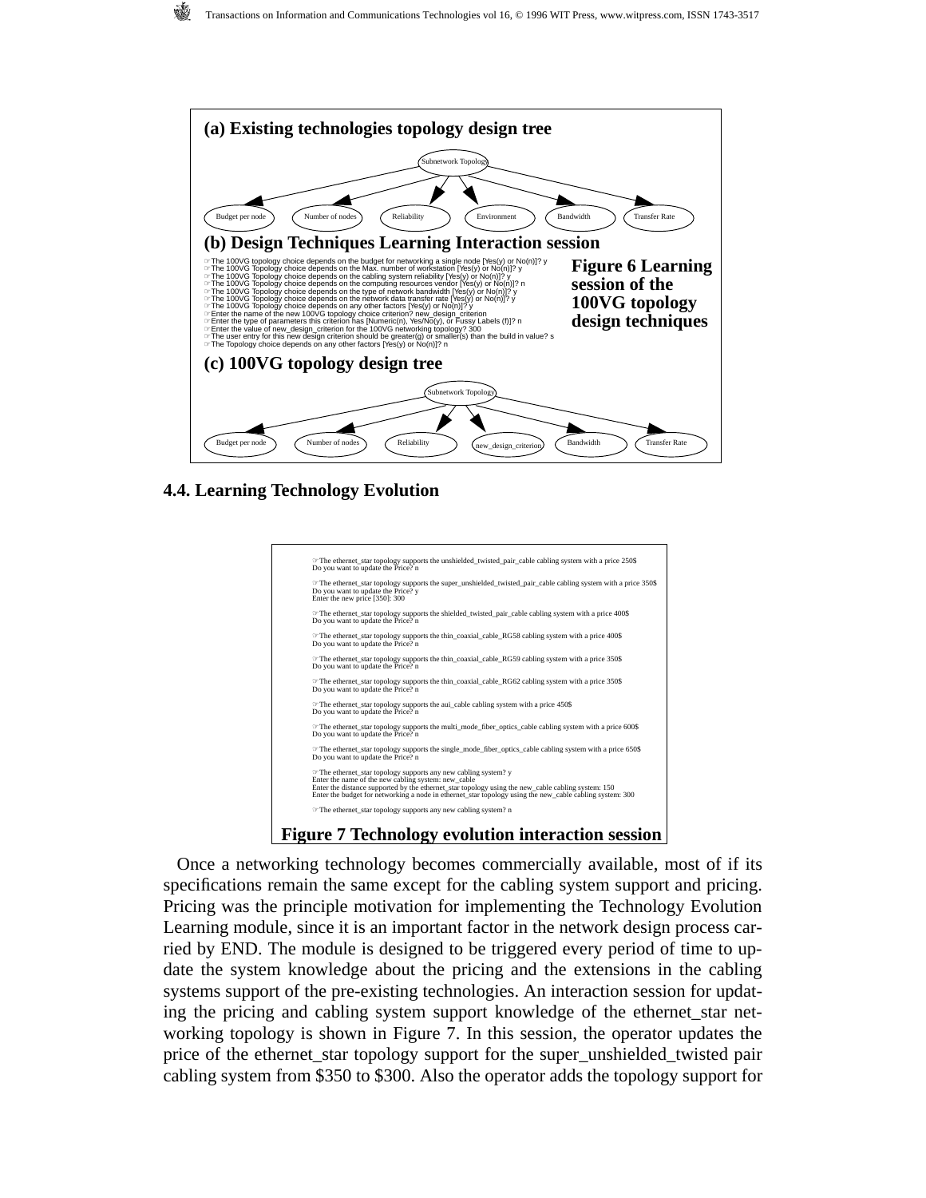**(a) Existing technologies topology design tree**

Subnetwork Topology

Budget per node | Number of nodes | Reliability | Environment | Bandwidth | Transfer Rate

**(b) Design Techniques Learning Interaction session**

```
☞The 100VG topology choice depends on the budget for networking a single node [Yes(y) or No(n)]? y
☞The 100VG Topology choice depends on the Max. number of workstation [Yes(y) or No(n)]? y
☞The 100VG Topology choice depends on the cabling system reliability [Yes(y) or No(n)]? y
☞The 100VG Topology choice depends on the computing resources vendor [Yes(y) or No(n)]? n
☞The 100VG Topology choice depends on the type of network bandwidth [Yes(y) or No(n)]? y
☞The 100VG Topology choice depends on the network data transfer rate [Yes(y) or No(n)]? y
☞The 100VG Topology choice depends on any other factors [Yes(y) or No(n)]? y
☞Enter the name of the new 100VG topology choice criterion? new_design_criterion
☞Enter the type of parameters this criterion has [Numeric(n), Yes/No(y), or Fussy Labels (f)]? n
☞Enter the value of new_design_criterion for the 100VG networking topology? 300
☞The user entry for this new design criterion should be greater(g) or smaller(s) than the build in value? s
☞The Topology choice depends on any other factors [Yes(y) or No(n)]? n
```

**(c) 100VG topology design tree**

Subnetwork Topology

Budget per node | Number of nodes | Reliability | new_design_criterion | Bandwidth | Transfer Rate

**Figure 6 Learning session of the 100VG topology design techniques**

### 4.4. Learning Technology Evolution

```
☞The ethernet_star topology supports the unshielded_twisted_pair_cable cabling system with a price 250$
Do you want to update the Price? n

☞The ethernet_star topology supports the super_unshielded_twisted_pair_cable cabling system with a price 350$
Do you want to update the Price? y
Enter the new price [350]: 300

☞The ethernet_star topology supports the shielded_twisted_pair_cable cabling system with a price 400$
Do you want to update the Price? n

☞The ethernet_star topology supports the thin_coaxial_cable_RG58 cabling system with a price 400$
Do you want to update the Price? n

☞The ethernet_star topology supports the thin_coaxial_cable_RG59 cabling system with a price 350$
Do you want to update the Price? n

☞The ethernet_star topology supports the thin_coaxial_cable_RG62 cabling system with a price 350$
Do you want to update the Price? n

☞The ethernet_star topology supports the aui_cable cabling system with a price 450$
Do you want to update the Price? n

☞The ethernet_star topology supports the multi_mode_fiber_optics_cable cabling system with a price 600$
Do you want to update the Price? n

☞The ethernet_star topology supports the single_mode_fiber_optics_cable cabling system with a price 650$
Do you want to update the Price? n

☞The ethernet_star topology supports any new cabling system? y
Enter the name of the new cabling system: new_cable
Enter the distance supported by the ethernet_star topology using the new_cable cabling system: 150
Enter the budget for networking a node in ethernet_star topology using the new_cable cabling system: 300

☞The ethernet_star topology supports any new cabling system? n
```

**Figure 7 Technology evolution interaction session**

Once a networking technology becomes commercially available, most of if its specifications remain the same except for the cabling system support and pricing. Pricing was the principle motivation for implementing the Technology Evolution Learning module, since it is an important factor in the network design process carried by END. The module is designed to be triggered every period of time to update the system knowledge about the pricing and the extensions in the cabling systems support of the pre-existing technologies. An interaction session for updating the pricing and cabling system support knowledge of the ethernet_star networking topology is shown in Figure 7. In this session, the operator updates the price of the ethernet_star topology support for the super_unshielded_twisted pair cabling system from \$350 to \$300. Also the operator adds the topology support for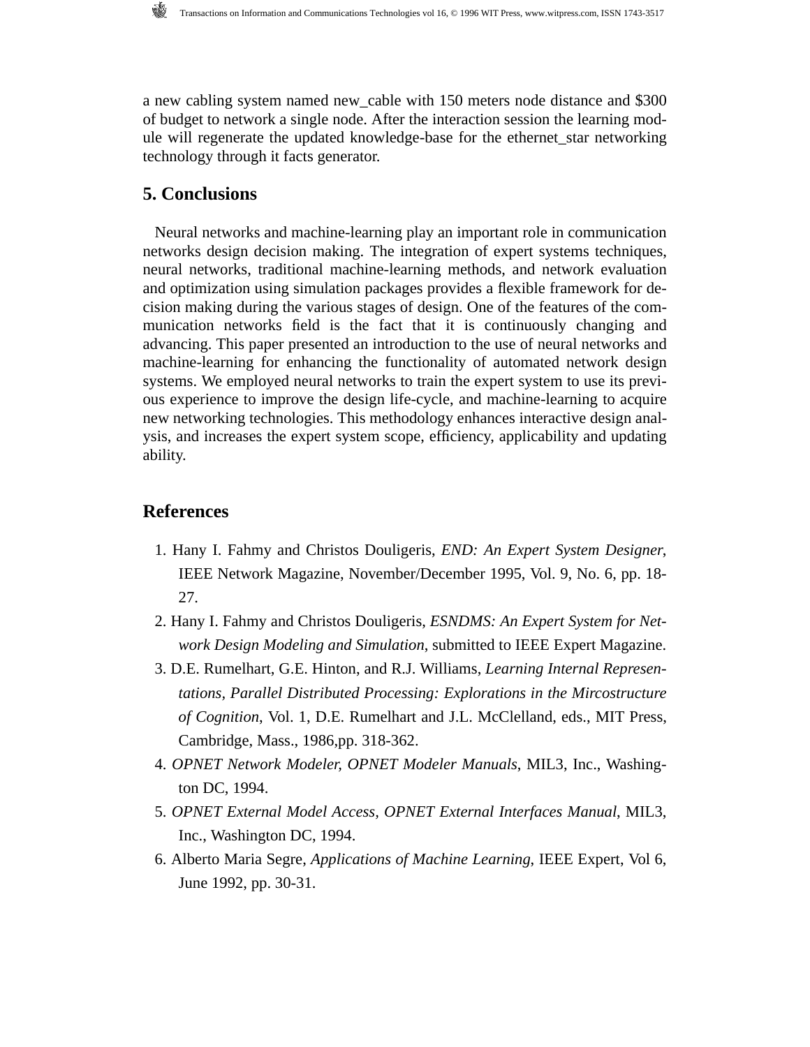a new cabling system named new_cable with 150 meters node distance and $300 of budget to network a single node. After the interaction session the learning module will regenerate the updated knowledge-base for the ethernet_star networking technology through it facts generator.

## 5. Conclusions

Neural networks and machine-learning play an important role in communication networks design decision making. The integration of expert systems techniques, neural networks, traditional machine-learning methods, and network evaluation and optimization using simulation packages provides a flexible framework for decision making during the various stages of design. One of the features of the communication networks field is the fact that it is continuously changing and advancing. This paper presented an introduction to the use of neural networks and machine-learning for enhancing the functionality of automated network design systems. We employed neural networks to train the expert system to use its previous experience to improve the design life-cycle, and machine-learning to acquire new networking technologies. This methodology enhances interactive design analysis, and increases the expert system scope, efficiency, applicability and updating ability.

## References

1. Hany I. Fahmy and Christos Douligeris, *END: An Expert System Designer*, IEEE Network Magazine, November/December 1995, Vol. 9, No. 6, pp. 18-27.
2. Hany I. Fahmy and Christos Douligeris, *ESNDMS: An Expert System for Network Design Modeling and Simulation*, submitted to IEEE Expert Magazine.
3. D.E. Rumelhart, G.E. Hinton, and R.J. Williams, *Learning Internal Representations, Parallel Distributed Processing: Explorations in the Mircostructure of Cognition*, Vol. 1, D.E. Rumelhart and J.L. McClelland, eds., MIT Press, Cambridge, Mass., 1986,pp. 318-362.
4. *OPNET Network Modeler, OPNET Modeler Manuals*, MIL3, Inc., Washington DC, 1994.
5. *OPNET External Model Access, OPNET External Interfaces Manual*, MIL3, Inc., Washington DC, 1994.
6. Alberto Maria Segre, *Applications of Machine Learning*, IEEE Expert, Vol 6, June 1992, pp. 30-31.